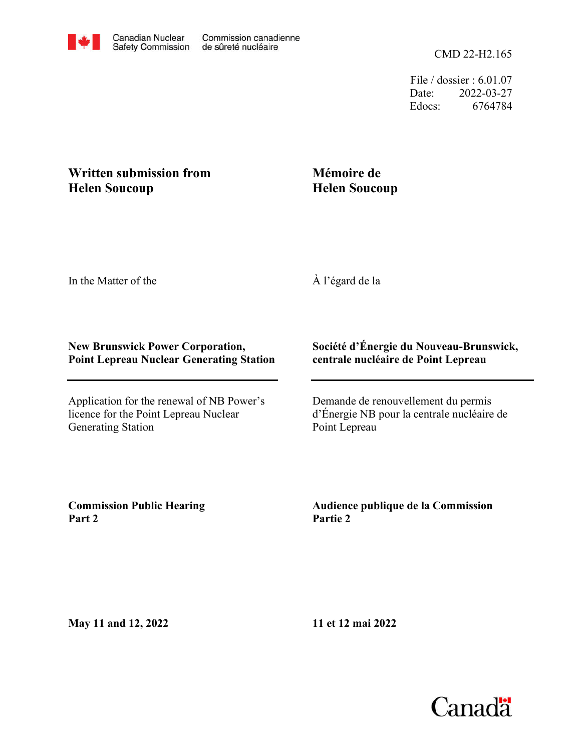Canadian Nuclear Safety Commission | Commission canadienne de sûreté nucléaire

CMD 22-H2.165

File / dossier : 6.01.07
Date: 2022-03-27
Edocs: 6764784

**Written submission from Helen Soucoup**

**Mémoire de Helen Soucoup**

In the Matter of the

À l'égard de la

**New Brunswick Power Corporation, Point Lepreau Nuclear Generating Station**

**Société d'Énergie du Nouveau-Brunswick, centrale nucléaire de Point Lepreau**

Application for the renewal of NB Power's licence for the Point Lepreau Nuclear Generating Station

Demande de renouvellement du permis d'Énergie NB pour la centrale nucléaire de Point Lepreau

**Commission Public Hearing Part 2**

**Audience publique de la Commission Partie 2**

**May 11 and 12, 2022**

**11 et 12 mai 2022**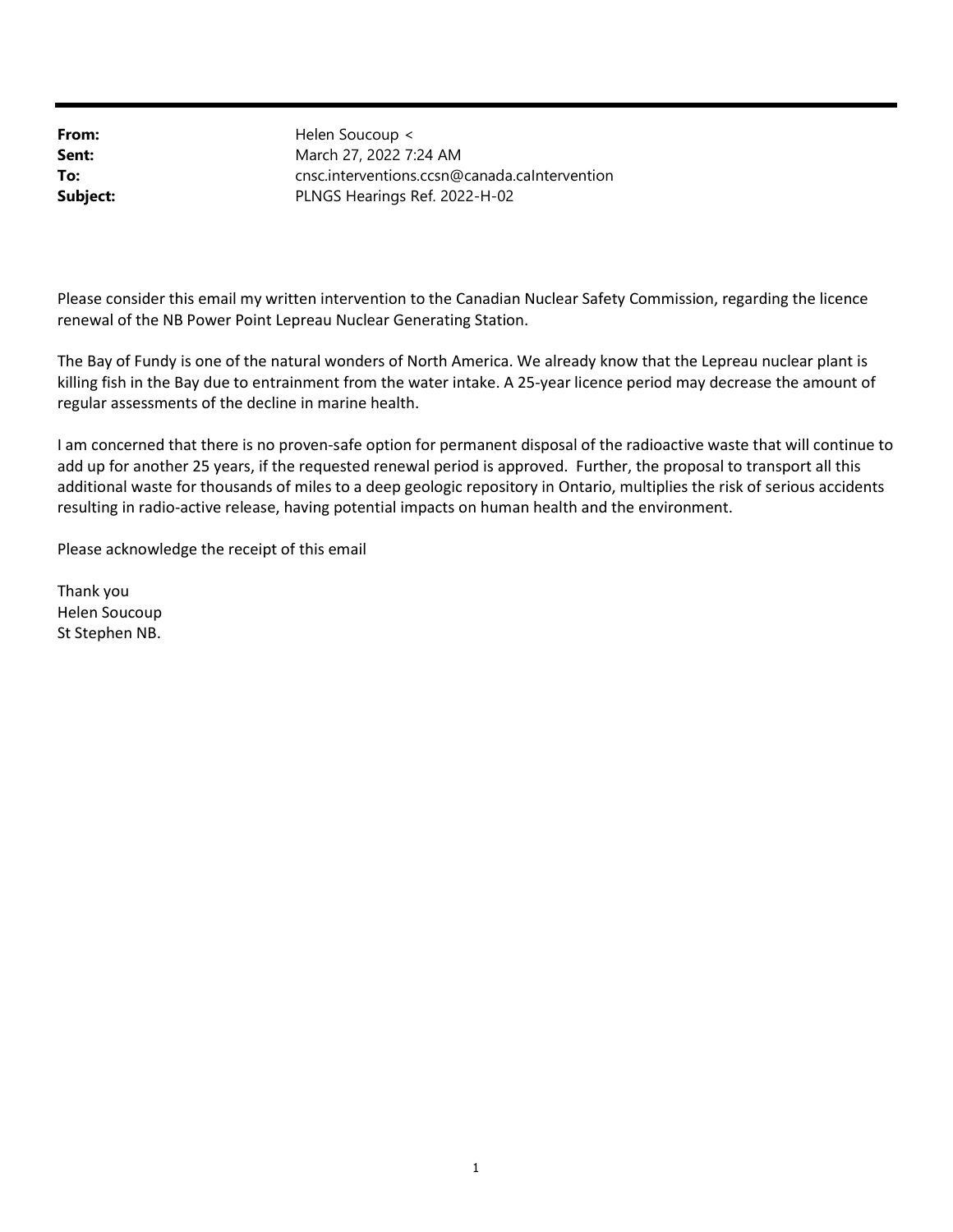**From:** Helen Soucoup <
**Sent:** March 27, 2022 7:24 AM
**To:** cnsc.interventions.ccsn@canada.caIntervention
**Subject:** PLNGS Hearings Ref. 2022-H-02

Please consider this email my written intervention to the Canadian Nuclear Safety Commission, regarding the licence renewal of the NB Power Point Lepreau Nuclear Generating Station.

The Bay of Fundy is one of the natural wonders of North America. We already know that the Lepreau nuclear plant is killing fish in the Bay due to entrainment from the water intake. A 25-year licence period may decrease the amount of regular assessments of the decline in marine health.

I am concerned that there is no proven-safe option for permanent disposal of the radioactive waste that will continue to add up for another 25 years, if the requested renewal period is approved. Further, the proposal to transport all this additional waste for thousands of miles to a deep geologic repository in Ontario, multiplies the risk of serious accidents resulting in radio-active release, having potential impacts on human health and the environment.

Please acknowledge the receipt of this email

Thank you
Helen Soucoup
St Stephen NB.